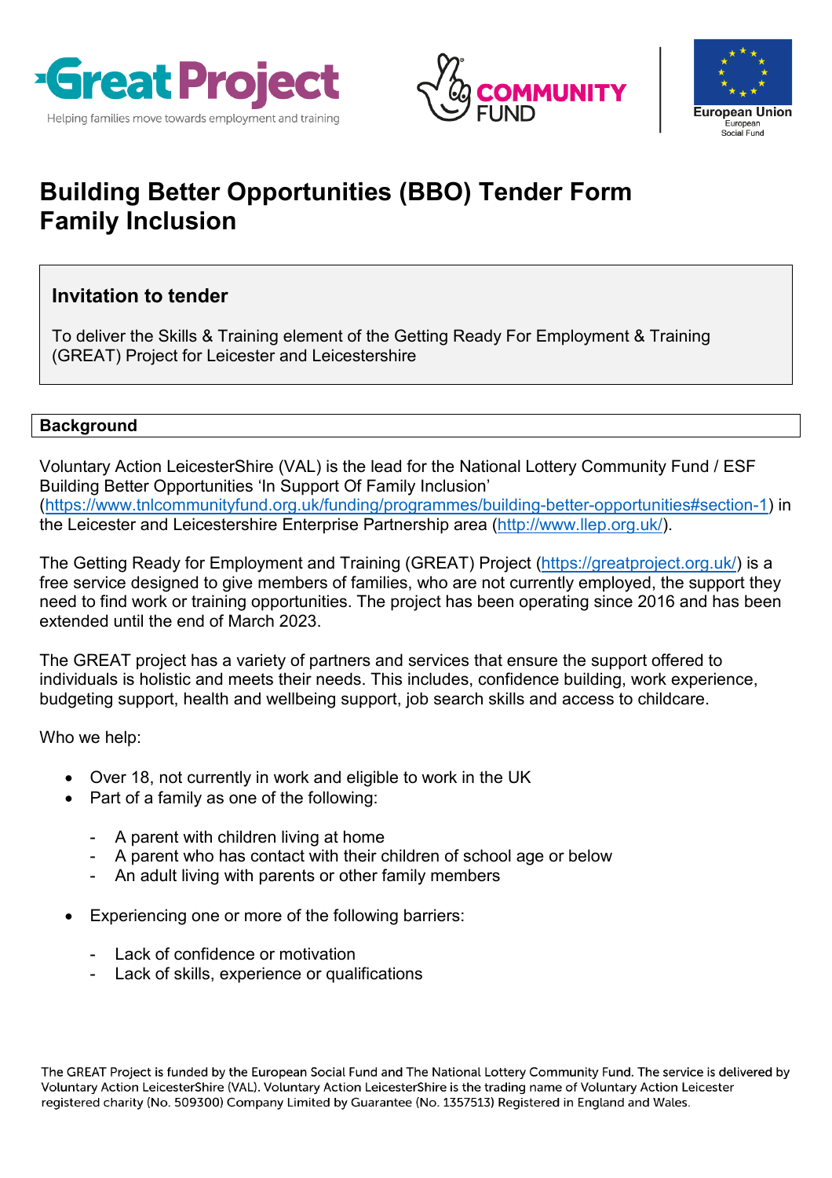# Building Better Opportunities (BBO) Tender Form
# Family Inclusion

## Invitation to tender

To deliver the Skills & Training element of the Getting Ready For Employment & Training (GREAT) Project for Leicester and Leicestershire

## Background

Voluntary Action LeicesterShire (VAL) is the lead for the National Lottery Community Fund / ESF Building Better Opportunities 'In Support Of Family Inclusion' (https://www.tnlcommunityfund.org.uk/funding/programmes/building-better-opportunities#section-1) in the Leicester and Leicestershire Enterprise Partnership area (http://www.llep.org.uk/).

The Getting Ready for Employment and Training (GREAT) Project (https://greatproject.org.uk/) is a free service designed to give members of families, who are not currently employed, the support they need to find work or training opportunities. The project has been operating since 2016 and has been extended until the end of March 2023.

The GREAT project has a variety of partners and services that ensure the support offered to individuals is holistic and meets their needs. This includes, confidence building, work experience, budgeting support, health and wellbeing support, job search skills and access to childcare.

Who we help:

- Over 18, not currently in work and eligible to work in the UK
- Part of a family as one of the following:
  - A parent with children living at home
  - A parent who has contact with their children of school age or below
  - An adult living with parents or other family members
- Experiencing one or more of the following barriers:
  - Lack of confidence or motivation
  - Lack of skills, experience or qualifications

The GREAT Project is funded by the European Social Fund and The National Lottery Community Fund. The service is delivered by Voluntary Action LeicesterShire (VAL). Voluntary Action LeicesterShire is the trading name of Voluntary Action Leicester registered charity (No. 509300) Company Limited by Guarantee (No. 1357513) Registered in England and Wales.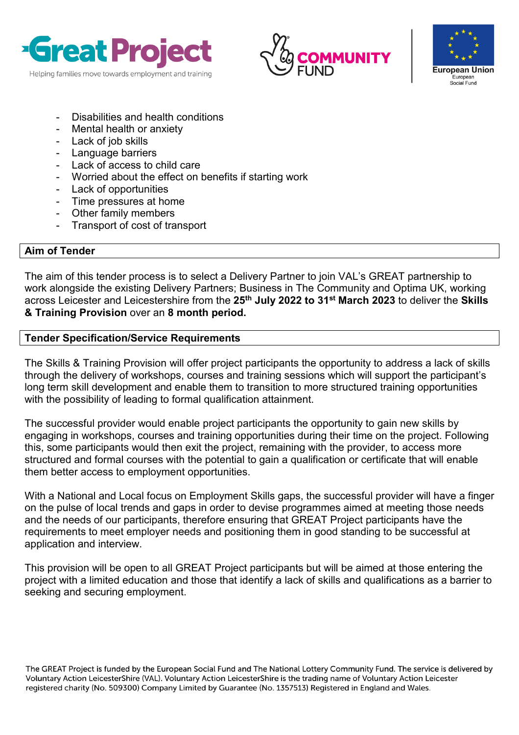- Disabilities and health conditions
- Mental health or anxiety
- Lack of job skills
- Language barriers
- Lack of access to child care
- Worried about the effect on benefits if starting work
- Lack of opportunities
- Time pressures at home
- Other family members
- Transport of cost of transport

## Aim of Tender

The aim of this tender process is to select a Delivery Partner to join VAL's GREAT partnership to work alongside the existing Delivery Partners; Business in The Community and Optima UK, working across Leicester and Leicestershire from the **25th July 2022 to 31st March 2023** to deliver the **Skills & Training Provision** over an **8 month period.**

## Tender Specification/Service Requirements

The Skills & Training Provision will offer project participants the opportunity to address a lack of skills through the delivery of workshops, courses and training sessions which will support the participant's long term skill development and enable them to transition to more structured training opportunities with the possibility of leading to formal qualification attainment.

The successful provider would enable project participants the opportunity to gain new skills by engaging in workshops, courses and training opportunities during their time on the project. Following this, some participants would then exit the project, remaining with the provider, to access more structured and formal courses with the potential to gain a qualification or certificate that will enable them better access to employment opportunities.

With a National and Local focus on Employment Skills gaps, the successful provider will have a finger on the pulse of local trends and gaps in order to devise programmes aimed at meeting those needs and the needs of our participants, therefore ensuring that GREAT Project participants have the requirements to meet employer needs and positioning them in good standing to be successful at application and interview.

This provision will be open to all GREAT Project participants but will be aimed at those entering the project with a limited education and those that identify a lack of skills and qualifications as a barrier to seeking and securing employment.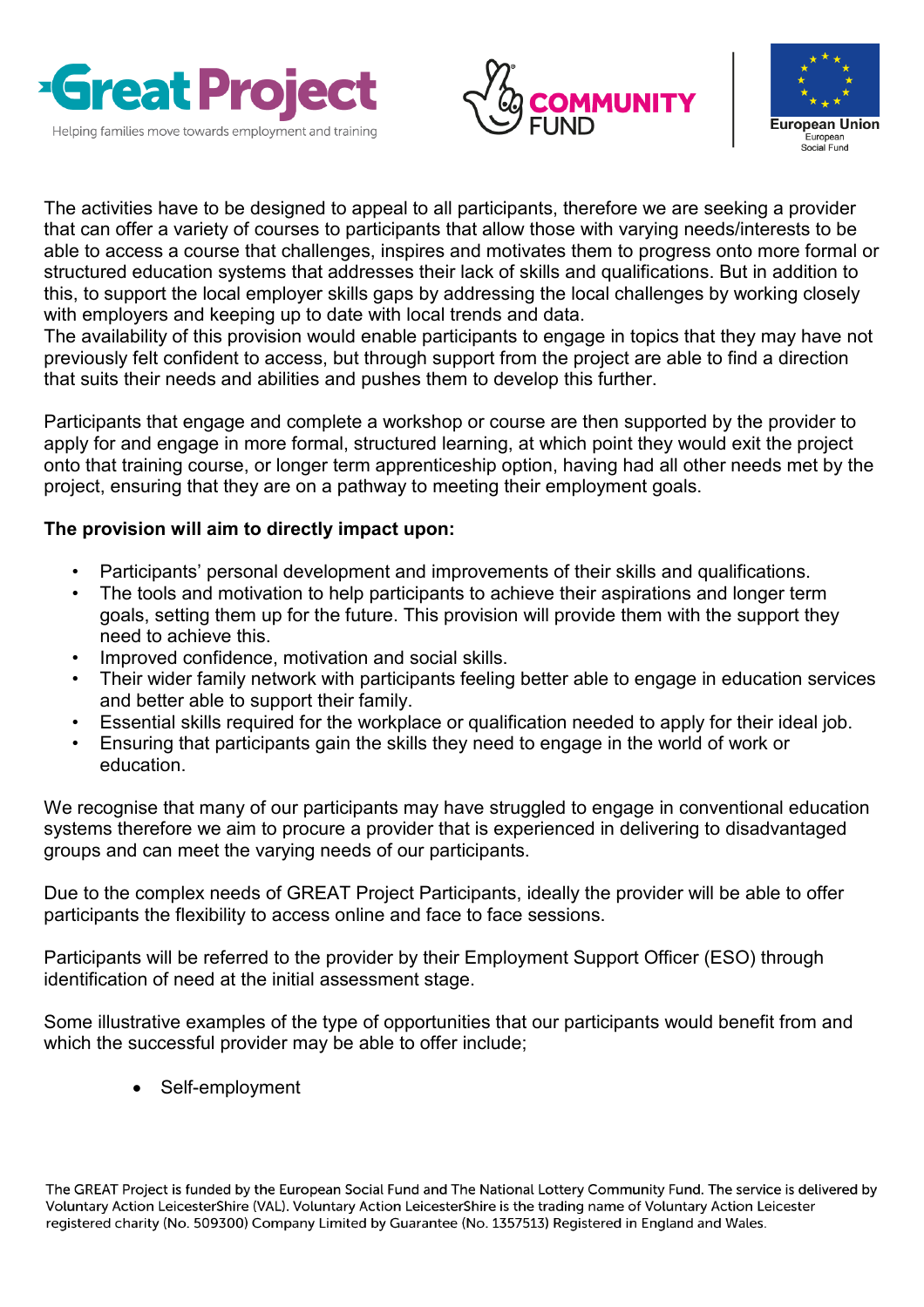The activities have to be designed to appeal to all participants, therefore we are seeking a provider that can offer a variety of courses to participants that allow those with varying needs/interests to be able to access a course that challenges, inspires and motivates them to progress onto more formal or structured education systems that addresses their lack of skills and qualifications. But in addition to this, to support the local employer skills gaps by addressing the local challenges by working closely with employers and keeping up to date with local trends and data.
The availability of this provision would enable participants to engage in topics that they may have not previously felt confident to access, but through support from the project are able to find a direction that suits their needs and abilities and pushes them to develop this further.

Participants that engage and complete a workshop or course are then supported by the provider to apply for and engage in more formal, structured learning, at which point they would exit the project onto that training course, or longer term apprenticeship option, having had all other needs met by the project, ensuring that they are on a pathway to meeting their employment goals.

**The provision will aim to directly impact upon:**

- Participants' personal development and improvements of their skills and qualifications.
- The tools and motivation to help participants to achieve their aspirations and longer term goals, setting them up for the future. This provision will provide them with the support they need to achieve this.
- Improved confidence, motivation and social skills.
- Their wider family network with participants feeling better able to engage in education services and better able to support their family.
- Essential skills required for the workplace or qualification needed to apply for their ideal job.
- Ensuring that participants gain the skills they need to engage in the world of work or education.

We recognise that many of our participants may have struggled to engage in conventional education systems therefore we aim to procure a provider that is experienced in delivering to disadvantaged groups and can meet the varying needs of our participants.

Due to the complex needs of GREAT Project Participants, ideally the provider will be able to offer participants the flexibility to access online and face to face sessions.

Participants will be referred to the provider by their Employment Support Officer (ESO) through identification of need at the initial assessment stage.

Some illustrative examples of the type of opportunities that our participants would benefit from and which the successful provider may be able to offer include;

- Self-employment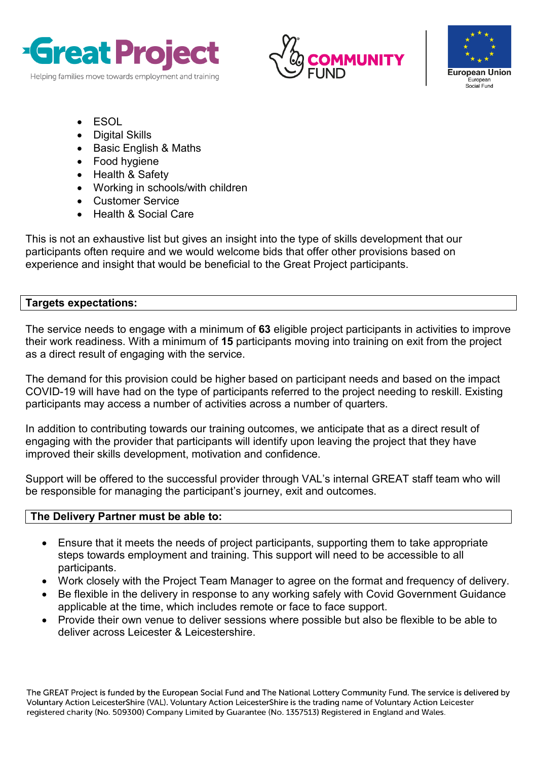- ESOL
- Digital Skills
- Basic English & Maths
- Food hygiene
- Health & Safety
- Working in schools/with children
- Customer Service
- Health & Social Care

This is not an exhaustive list but gives an insight into the type of skills development that our participants often require and we would welcome bids that offer other provisions based on experience and insight that would be beneficial to the Great Project participants.

**Targets expectations:**

The service needs to engage with a minimum of **63** eligible project participants in activities to improve their work readiness. With a minimum of **15** participants moving into training on exit from the project as a direct result of engaging with the service.

The demand for this provision could be higher based on participant needs and based on the impact COVID-19 will have had on the type of participants referred to the project needing to reskill. Existing participants may access a number of activities across a number of quarters.

In addition to contributing towards our training outcomes, we anticipate that as a direct result of engaging with the provider that participants will identify upon leaving the project that they have improved their skills development, motivation and confidence.

Support will be offered to the successful provider through VAL's internal GREAT staff team who will be responsible for managing the participant's journey, exit and outcomes.

**The Delivery Partner must be able to:**

- Ensure that it meets the needs of project participants, supporting them to take appropriate steps towards employment and training. This support will need to be accessible to all participants.
- Work closely with the Project Team Manager to agree on the format and frequency of delivery.
- Be flexible in the delivery in response to any working safely with Covid Government Guidance applicable at the time, which includes remote or face to face support.
- Provide their own venue to deliver sessions where possible but also be flexible to be able to deliver across Leicester & Leicestershire.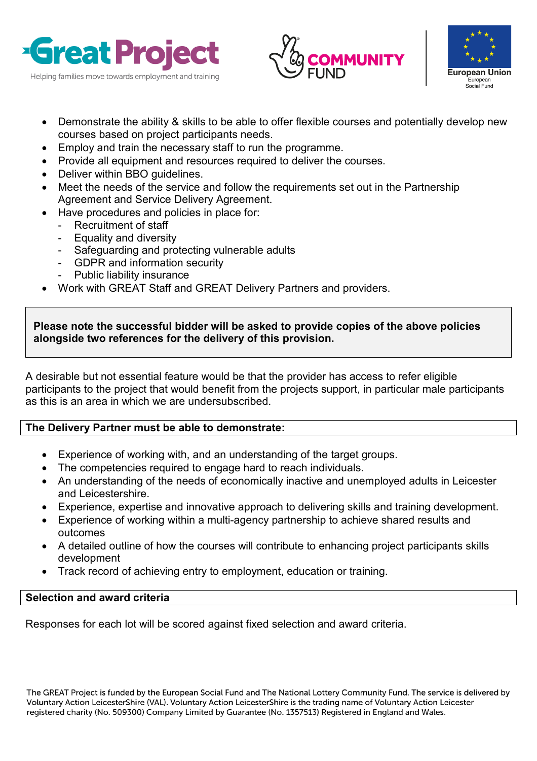- Demonstrate the ability & skills to be able to offer flexible courses and potentially develop new courses based on project participants needs.
- Employ and train the necessary staff to run the programme.
- Provide all equipment and resources required to deliver the courses.
- Deliver within BBO guidelines.
- Meet the needs of the service and follow the requirements set out in the Partnership Agreement and Service Delivery Agreement.
- Have procedures and policies in place for:
  - Recruitment of staff
  - Equality and diversity
  - Safeguarding and protecting vulnerable adults
  - GDPR and information security
  - Public liability insurance
- Work with GREAT Staff and GREAT Delivery Partners and providers.

**Please note the successful bidder will be asked to provide copies of the above policies alongside two references for the delivery of this provision.**

A desirable but not essential feature would be that the provider has access to refer eligible participants to the project that would benefit from the projects support, in particular male participants as this is an area in which we are undersubscribed.

**The Delivery Partner must be able to demonstrate:**

- Experience of working with, and an understanding of the target groups.
- The competencies required to engage hard to reach individuals.
- An understanding of the needs of economically inactive and unemployed adults in Leicester and Leicestershire.
- Experience, expertise and innovative approach to delivering skills and training development.
- Experience of working within a multi-agency partnership to achieve shared results and outcomes
- A detailed outline of how the courses will contribute to enhancing project participants skills development
- Track record of achieving entry to employment, education or training.

**Selection and award criteria**

Responses for each lot will be scored against fixed selection and award criteria.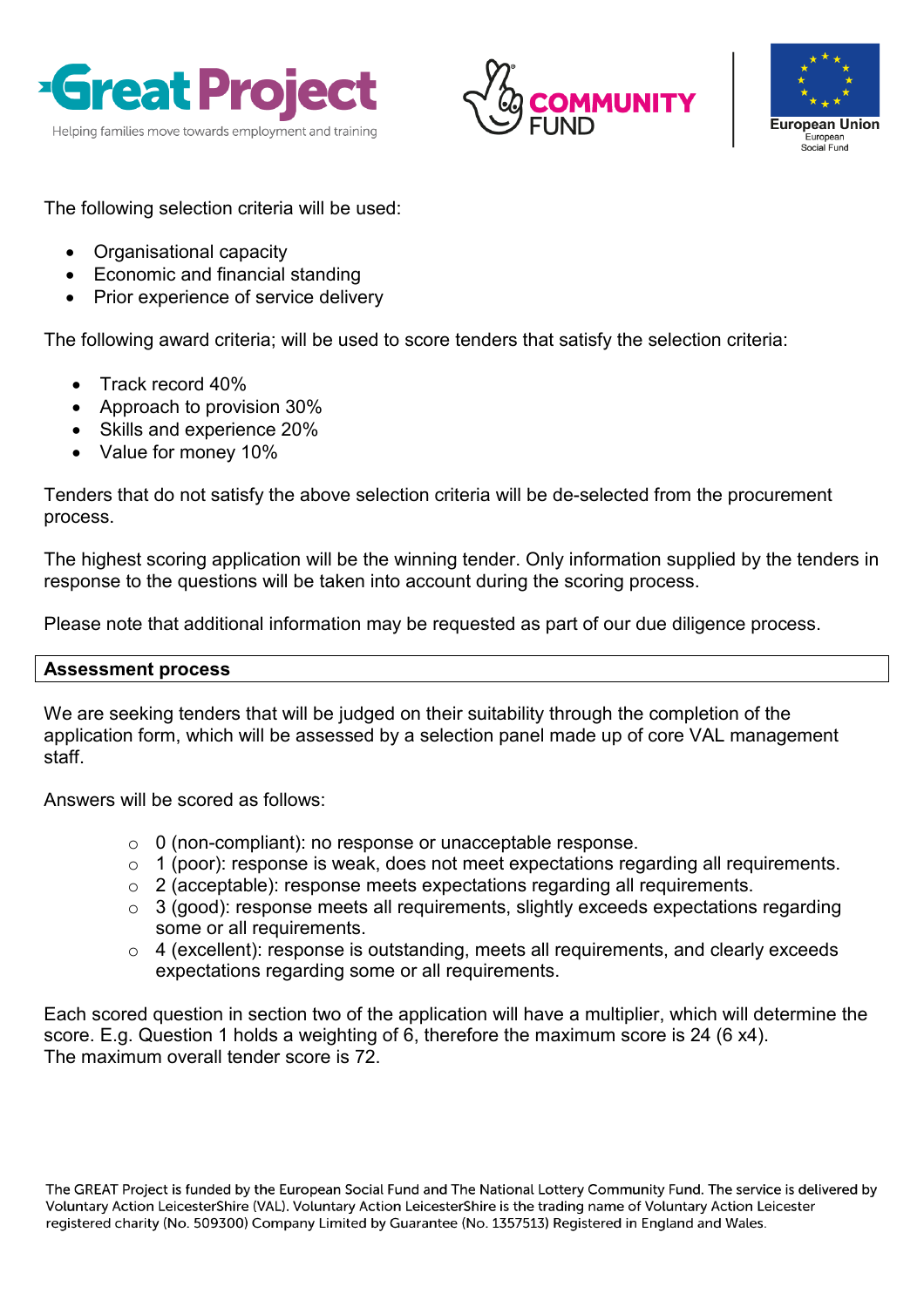The following selection criteria will be used:

- Organisational capacity
- Economic and financial standing
- Prior experience of service delivery

The following award criteria; will be used to score tenders that satisfy the selection criteria:

- Track record 40%
- Approach to provision 30%
- Skills and experience 20%
- Value for money 10%

Tenders that do not satisfy the above selection criteria will be de-selected from the procurement process.

The highest scoring application will be the winning tender. Only information supplied by the tenders in response to the questions will be taken into account during the scoring process.

Please note that additional information may be requested as part of our due diligence process.

**Assessment process**

We are seeking tenders that will be judged on their suitability through the completion of the application form, which will be assessed by a selection panel made up of core VAL management staff.

Answers will be scored as follows:

- 0 (non-compliant): no response or unacceptable response.
- 1 (poor): response is weak, does not meet expectations regarding all requirements.
- 2 (acceptable): response meets expectations regarding all requirements.
- 3 (good): response meets all requirements, slightly exceeds expectations regarding some or all requirements.
- 4 (excellent): response is outstanding, meets all requirements, and clearly exceeds expectations regarding some or all requirements.

Each scored question in section two of the application will have a multiplier, which will determine the score. E.g. Question 1 holds a weighting of 6, therefore the maximum score is 24 (6 x4).
The maximum overall tender score is 72.

The GREAT Project is funded by the European Social Fund and The National Lottery Community Fund. The service is delivered by Voluntary Action LeicesterShire (VAL). Voluntary Action LeicesterShire is the trading name of Voluntary Action Leicester registered charity (No. 509300) Company Limited by Guarantee (No. 1357513) Registered in England and Wales.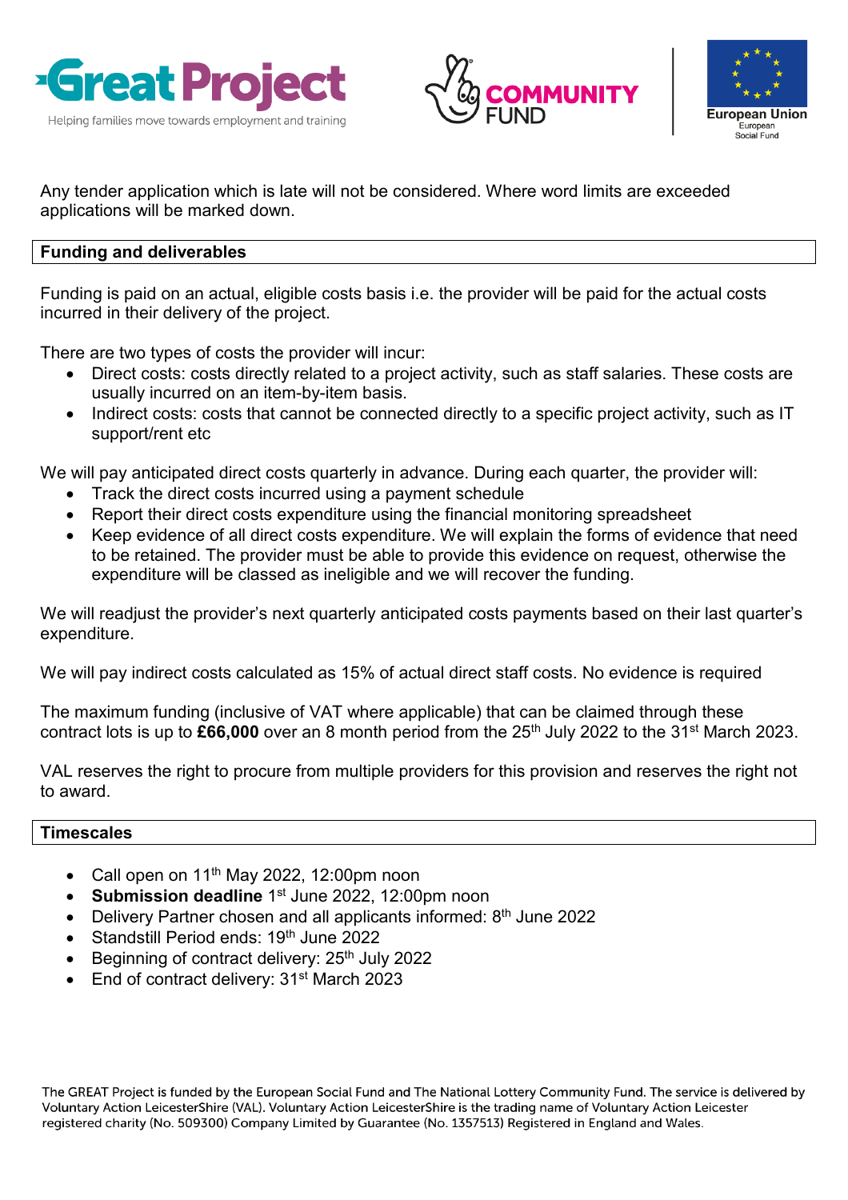Any tender application which is late will not be considered. Where word limits are exceeded applications will be marked down.

## Funding and deliverables

Funding is paid on an actual, eligible costs basis i.e. the provider will be paid for the actual costs incurred in their delivery of the project.

There are two types of costs the provider will incur:

- Direct costs: costs directly related to a project activity, such as staff salaries. These costs are usually incurred on an item-by-item basis.
- Indirect costs: costs that cannot be connected directly to a specific project activity, such as IT support/rent etc

We will pay anticipated direct costs quarterly in advance. During each quarter, the provider will:

- Track the direct costs incurred using a payment schedule
- Report their direct costs expenditure using the financial monitoring spreadsheet
- Keep evidence of all direct costs expenditure. We will explain the forms of evidence that need to be retained. The provider must be able to provide this evidence on request, otherwise the expenditure will be classed as ineligible and we will recover the funding.

We will readjust the provider's next quarterly anticipated costs payments based on their last quarter's expenditure.

We will pay indirect costs calculated as 15% of actual direct staff costs. No evidence is required

The maximum funding (inclusive of VAT where applicable) that can be claimed through these contract lots is up to **£66,000** over an 8 month period from the 25th July 2022 to the 31st March 2023.

VAL reserves the right to procure from multiple providers for this provision and reserves the right not to award.

## Timescales

- Call open on 11th May 2022, 12:00pm noon
- **Submission deadline** 1st June 2022, 12:00pm noon
- Delivery Partner chosen and all applicants informed: 8th June 2022
- Standstill Period ends: 19th June 2022
- Beginning of contract delivery: 25th July 2022
- End of contract delivery: 31st March 2023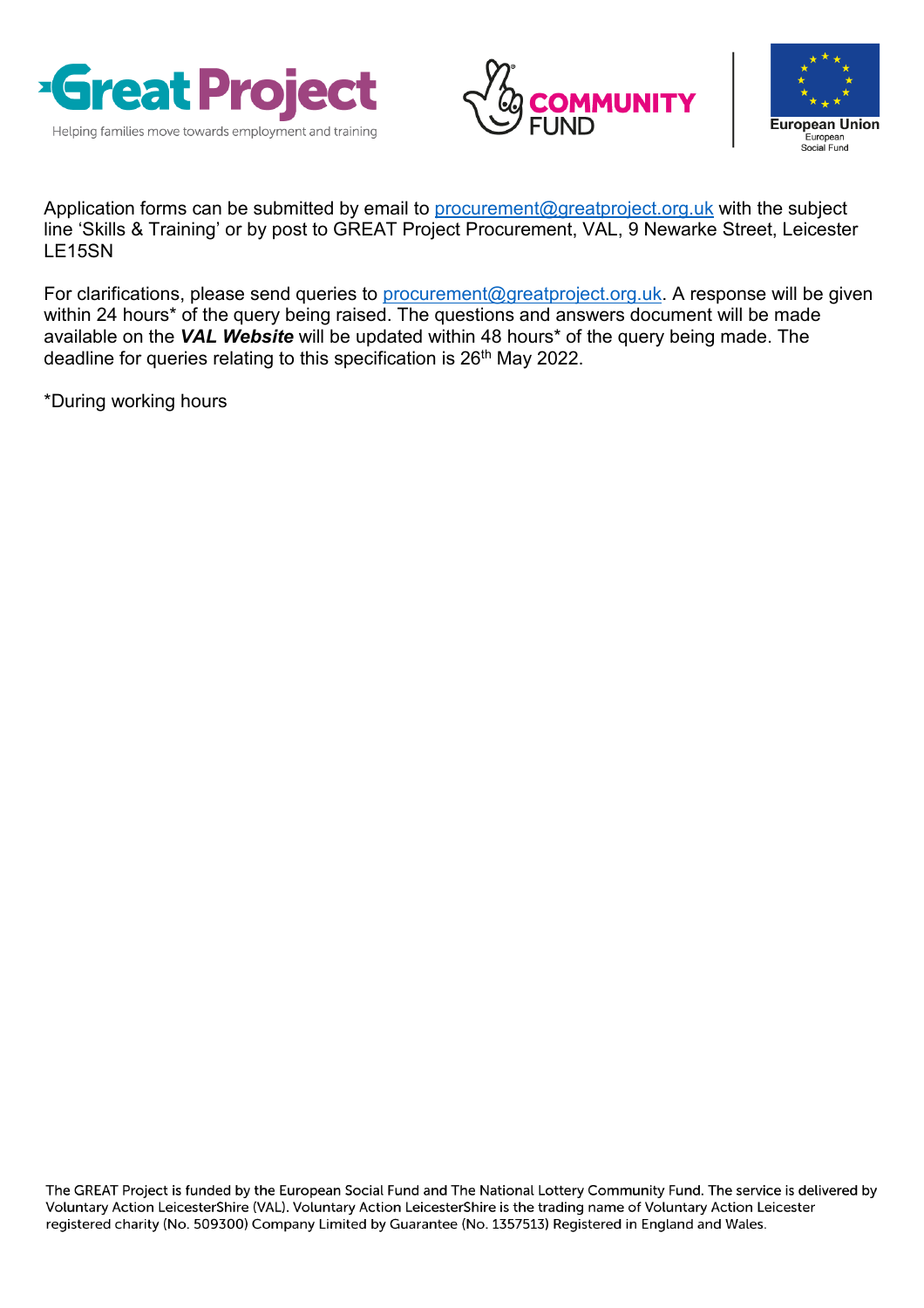Application forms can be submitted by email to procurement@greatproject.org.uk with the subject line 'Skills & Training' or by post to GREAT Project Procurement, VAL, 9 Newarke Street, Leicester LE15SN

For clarifications, please send queries to procurement@greatproject.org.uk. A response will be given within 24 hours* of the query being raised. The questions and answers document will be made available on the ***VAL Website*** will be updated within 48 hours* of the query being made. The deadline for queries relating to this specification is 26th May 2022.

*During working hours